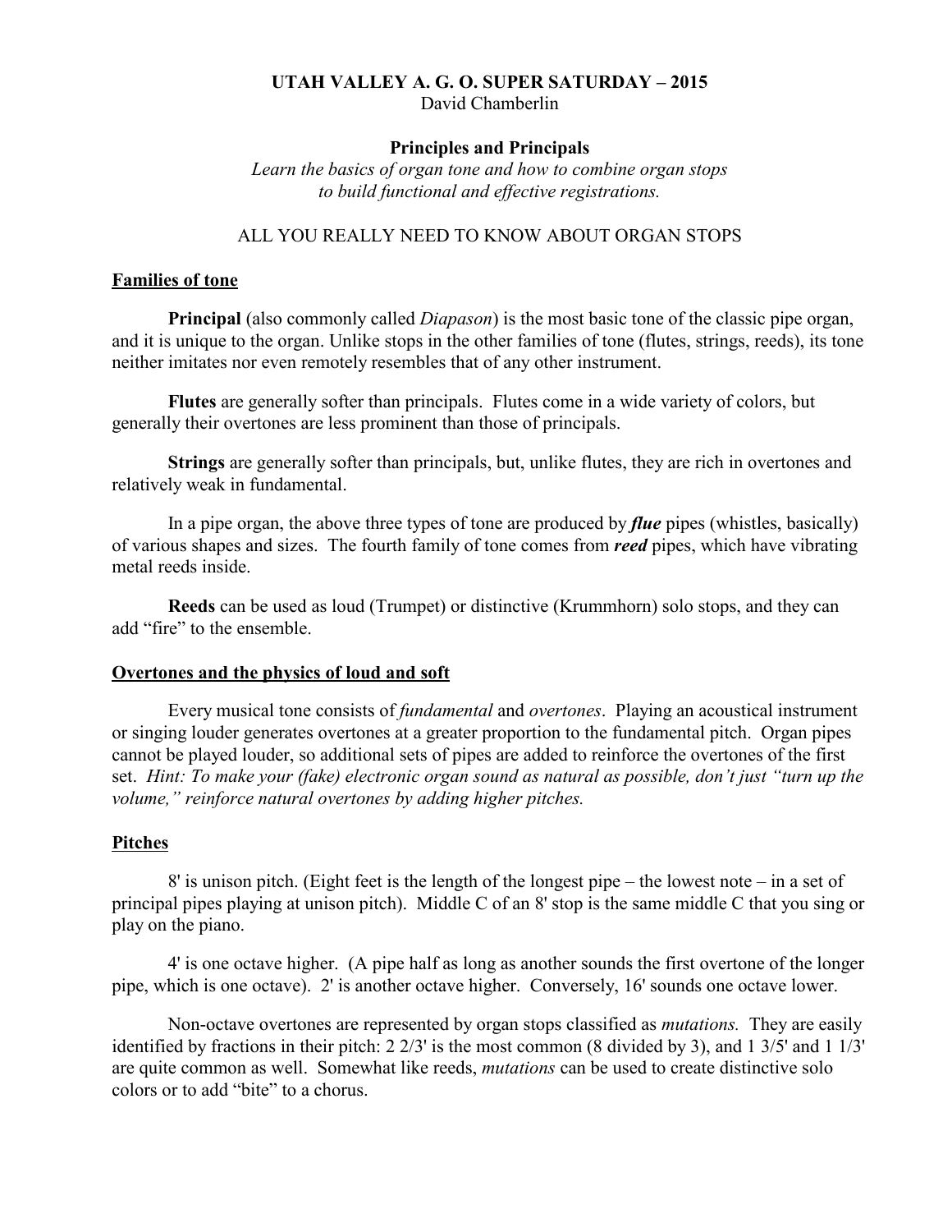**UTAH VALLEY A. G. O. SUPER SATURDAY – 2015**
David Chamberlin

**Principles and Principals**
*Learn the basics of organ tone and how to combine organ stops to build functional and effective registrations.*

ALL YOU REALLY NEED TO KNOW ABOUT ORGAN STOPS

## Families of tone

**Principal** (also commonly called *Diapason*) is the most basic tone of the classic pipe organ, and it is unique to the organ. Unlike stops in the other families of tone (flutes, strings, reeds), its tone neither imitates nor even remotely resembles that of any other instrument.

**Flutes** are generally softer than principals. Flutes come in a wide variety of colors, but generally their overtones are less prominent than those of principals.

**Strings** are generally softer than principals, but, unlike flutes, they are rich in overtones and relatively weak in fundamental.

In a pipe organ, the above three types of tone are produced by ***flue*** pipes (whistles, basically) of various shapes and sizes. The fourth family of tone comes from ***reed*** pipes, which have vibrating metal reeds inside.

**Reeds** can be used as loud (Trumpet) or distinctive (Krummhorn) solo stops, and they can add "fire" to the ensemble.

## Overtones and the physics of loud and soft

Every musical tone consists of *fundamental* and *overtones*. Playing an acoustical instrument or singing louder generates overtones at a greater proportion to the fundamental pitch. Organ pipes cannot be played louder, so additional sets of pipes are added to reinforce the overtones of the first set. *Hint: To make your (fake) electronic organ sound as natural as possible, don't just "turn up the volume," reinforce natural overtones by adding higher pitches.*

## Pitches

8' is unison pitch. (Eight feet is the length of the longest pipe – the lowest note – in a set of principal pipes playing at unison pitch). Middle C of an 8' stop is the same middle C that you sing or play on the piano.

4' is one octave higher. (A pipe half as long as another sounds the first overtone of the longer pipe, which is one octave). 2' is another octave higher. Conversely, 16' sounds one octave lower.

Non-octave overtones are represented by organ stops classified as *mutations.* They are easily identified by fractions in their pitch: 2 2/3' is the most common (8 divided by 3), and 1 3/5' and 1 1/3' are quite common as well. Somewhat like reeds, *mutations* can be used to create distinctive solo colors or to add "bite" to a chorus.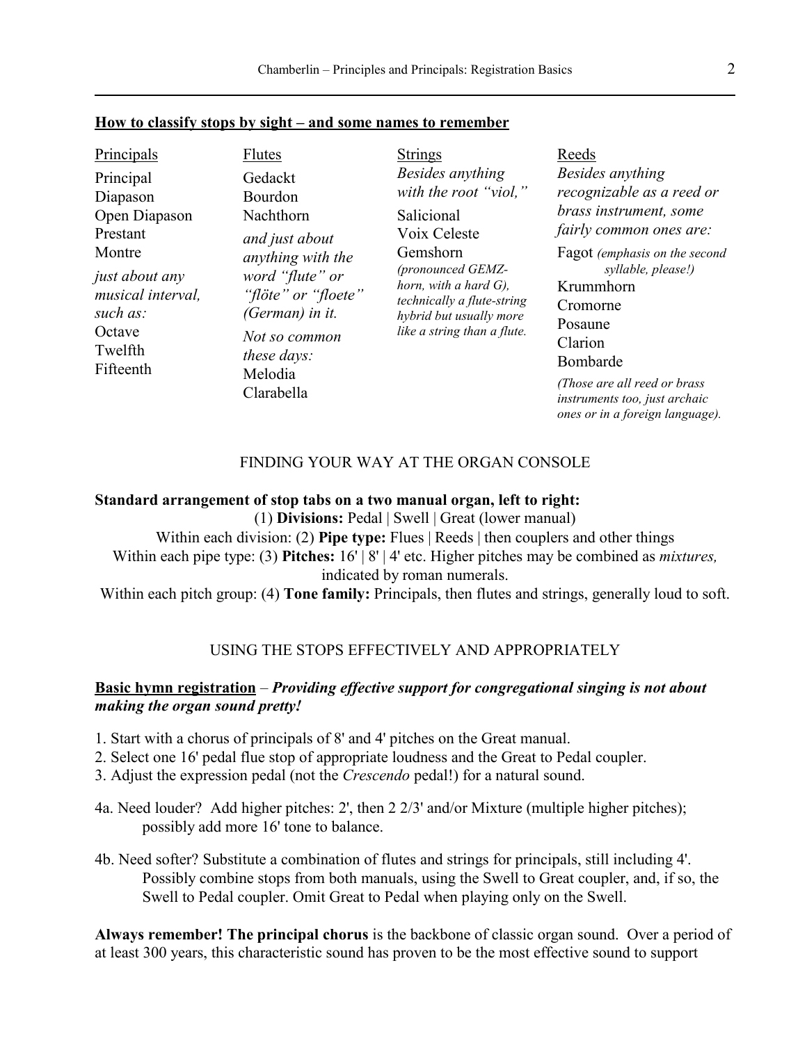**How to classify stops by sight – and some names to remember**

| Principals | Flutes | Strings | Reeds |
|---|---|---|---|
| Principal | Gedackt | *Besides anything with the root "viol,"* | *Besides anything recognizable as a reed or brass instrument, some fairly common ones are:* |
| Diapason | Bourdon | Salicional | Fagot *(emphasis on the second syllable, please!)* |
| Open Diapason | Nachthorn | Voix Celeste | Krummhorn |
| Prestant | *and just about anything with the word "flute" or "flöte" or "floete" (German) in it.* | Gemshorn *(pronounced GEMZ-horn, with a hard G), technically a flute-string hybrid but usually more like a string than a flute.* | Cromorne |
| Montre | *Not so common these days:* | | Posaune |
| *just about any musical interval, such as:* | Melodia | | Clarion |
| Octave | Clarabella | | Bombarde |
| Twelfth | | | *(Those are all reed or brass instruments too, just archaic ones or in a foreign language).* |
| Fifteenth | | | |

## FINDING YOUR WAY AT THE ORGAN CONSOLE

**Standard arrangement of stop tabs on a two manual organ, left to right:**

(1) **Divisions:** Pedal | Swell | Great (lower manual)

Within each division: (2) **Pipe type:** Flues | Reeds | then couplers and other things

Within each pipe type: (3) **Pitches:** 16' | 8' | 4' etc. Higher pitches may be combined as *mixtures,* indicated by roman numerals.

Within each pitch group: (4) **Tone family:** Principals, then flutes and strings, generally loud to soft.

## USING THE STOPS EFFECTIVELY AND APPROPRIATELY

**Basic hymn registration** – ***Providing effective support for congregational singing is not about making the organ sound pretty!***

1. Start with a chorus of principals of 8' and 4' pitches on the Great manual.
2. Select one 16' pedal flue stop of appropriate loudness and the Great to Pedal coupler.
3. Adjust the expression pedal (not the *Crescendo* pedal!) for a natural sound.

4a. Need louder? Add higher pitches: 2', then 2 2/3' and/or Mixture (multiple higher pitches); possibly add more 16' tone to balance.

4b. Need softer? Substitute a combination of flutes and strings for principals, still including 4'. Possibly combine stops from both manuals, using the Swell to Great coupler, and, if so, the Swell to Pedal coupler. Omit Great to Pedal when playing only on the Swell.

**Always remember! The principal chorus** is the backbone of classic organ sound. Over a period of at least 300 years, this characteristic sound has proven to be the most effective sound to support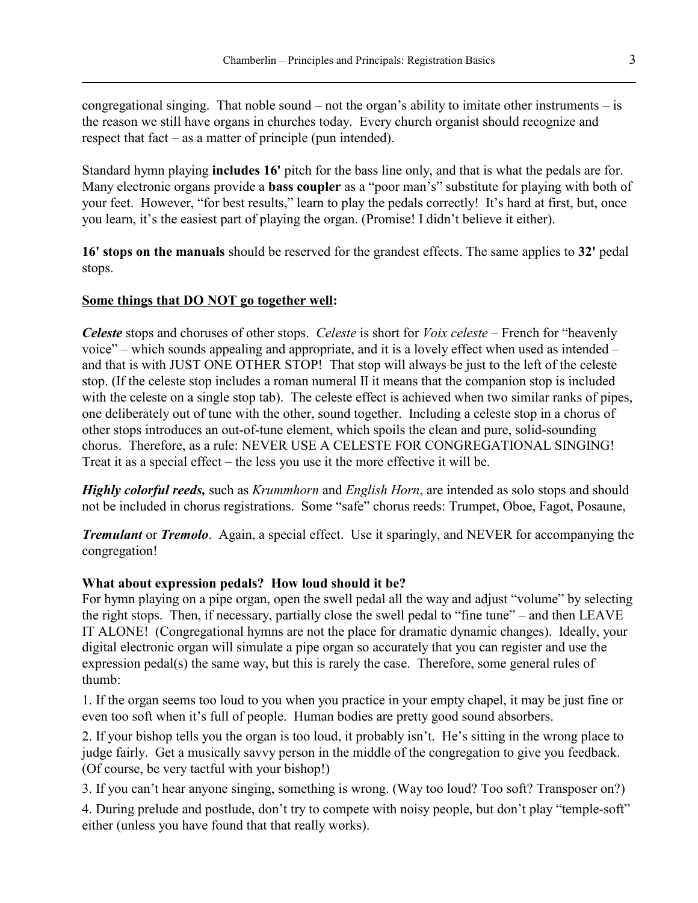congregational singing. That noble sound – not the organ's ability to imitate other instruments – is the reason we still have organs in churches today. Every church organist should recognize and respect that fact – as a matter of principle (pun intended).

Standard hymn playing **includes 16'** pitch for the bass line only, and that is what the pedals are for. Many electronic organs provide a **bass coupler** as a "poor man's" substitute for playing with both of your feet. However, "for best results," learn to play the pedals correctly! It's hard at first, but, once you learn, it's the easiest part of playing the organ. (Promise! I didn't believe it either).

**16' stops on the manuals** should be reserved for the grandest effects. The same applies to **32'** pedal stops.

**<u>Some things that DO NOT go together well</u>:**

***Celeste*** stops and choruses of other stops. *Celeste* is short for *Voix celeste* – French for "heavenly voice" – which sounds appealing and appropriate, and it is a lovely effect when used as intended – and that is with JUST ONE OTHER STOP! That stop will always be just to the left of the celeste stop. (If the celeste stop includes a roman numeral II it means that the companion stop is included with the celeste on a single stop tab). The celeste effect is achieved when two similar ranks of pipes, one deliberately out of tune with the other, sound together. Including a celeste stop in a chorus of other stops introduces an out-of-tune element, which spoils the clean and pure, solid-sounding chorus. Therefore, as a rule: NEVER USE A CELESTE FOR CONGREGATIONAL SINGING! Treat it as a special effect – the less you use it the more effective it will be.

***Highly colorful reeds,*** such as *Krummhorn* and *English Horn*, are intended as solo stops and should not be included in chorus registrations. Some "safe" chorus reeds: Trumpet, Oboe, Fagot, Posaune,

***Tremulant*** or ***Tremolo***. Again, a special effect. Use it sparingly, and NEVER for accompanying the congregation!

**What about expression pedals? How loud should it be?**

For hymn playing on a pipe organ, open the swell pedal all the way and adjust "volume" by selecting the right stops. Then, if necessary, partially close the swell pedal to "fine tune" – and then LEAVE IT ALONE! (Congregational hymns are not the place for dramatic dynamic changes). Ideally, your digital electronic organ will simulate a pipe organ so accurately that you can register and use the expression pedal(s) the same way, but this is rarely the case. Therefore, some general rules of thumb:

1. If the organ seems too loud to you when you practice in your empty chapel, it may be just fine or even too soft when it's full of people. Human bodies are pretty good sound absorbers.

2. If your bishop tells you the organ is too loud, it probably isn't. He's sitting in the wrong place to judge fairly. Get a musically savvy person in the middle of the congregation to give you feedback. (Of course, be very tactful with your bishop!)

3. If you can't hear anyone singing, something is wrong. (Way too loud? Too soft? Transposer on?)

4. During prelude and postlude, don't try to compete with noisy people, but don't play "temple-soft" either (unless you have found that that really works).